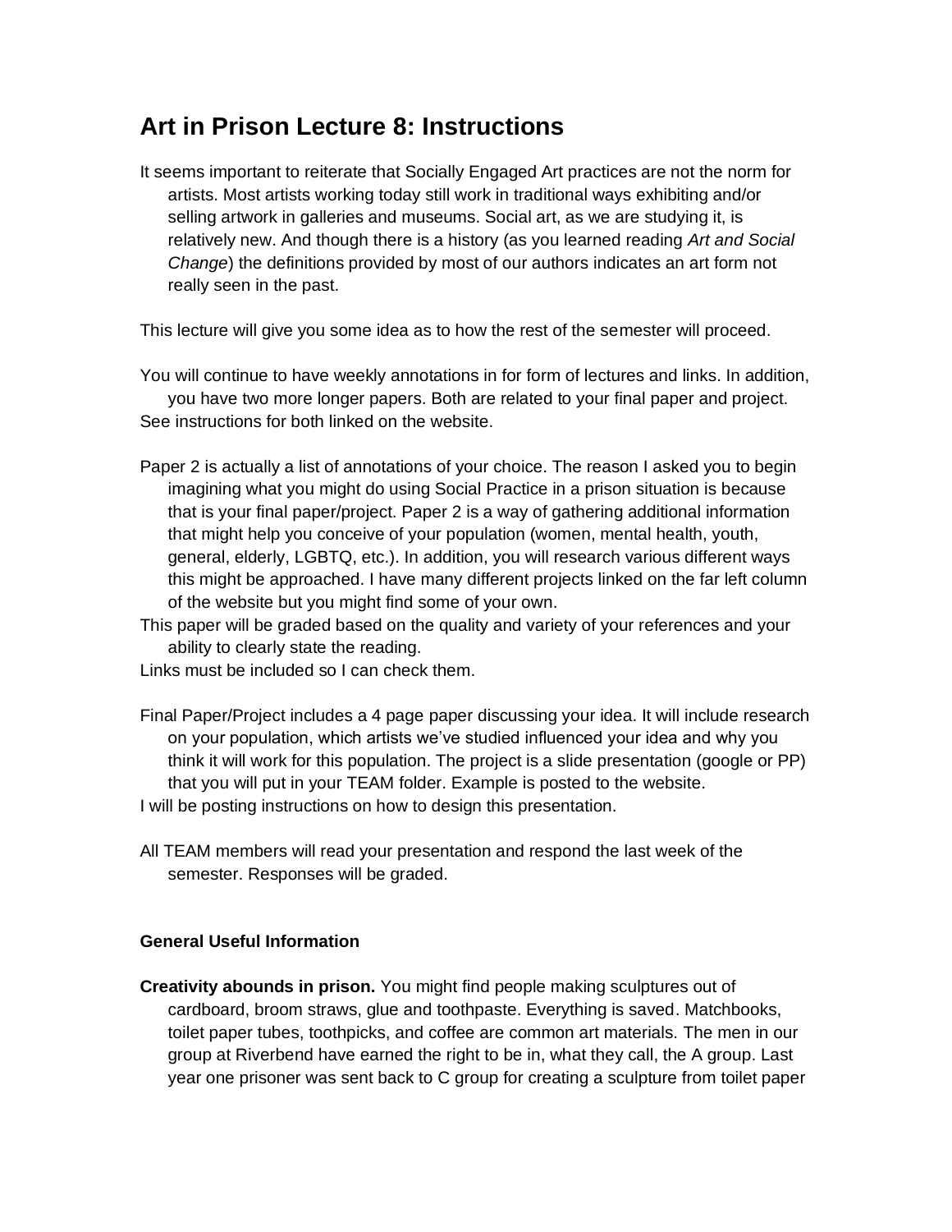# Art in Prison Lecture 8: Instructions

It seems important to reiterate that Socially Engaged Art practices are not the norm for artists. Most artists working today still work in traditional ways exhibiting and/or selling artwork in galleries and museums. Social art, as we are studying it, is relatively new. And though there is a history (as you learned reading *Art and Social Change*) the definitions provided by most of our authors indicates an art form not really seen in the past.

This lecture will give you some idea as to how the rest of the semester will proceed.

You will continue to have weekly annotations in for form of lectures and links. In addition, you have two more longer papers. Both are related to your final paper and project. See instructions for both linked on the website.

Paper 2 is actually a list of annotations of your choice. The reason I asked you to begin imagining what you might do using Social Practice in a prison situation is because that is your final paper/project. Paper 2 is a way of gathering additional information that might help you conceive of your population (women, mental health, youth, general, elderly, LGBTQ, etc.). In addition, you will research various different ways this might be approached. I have many different projects linked on the far left column of the website but you might find some of your own.

This paper will be graded based on the quality and variety of your references and your ability to clearly state the reading.

Links must be included so I can check them.

Final Paper/Project includes a 4 page paper discussing your idea. It will include research on your population, which artists we've studied influenced your idea and why you think it will work for this population. The project is a slide presentation (google or PP) that you will put in your TEAM folder. Example is posted to the website.

I will be posting instructions on how to design this presentation.

All TEAM members will read your presentation and respond the last week of the semester. Responses will be graded.

**General Useful Information**

**Creativity abounds in prison.** You might find people making sculptures out of cardboard, broom straws, glue and toothpaste. Everything is saved. Matchbooks, toilet paper tubes, toothpicks, and coffee are common art materials. The men in our group at Riverbend have earned the right to be in, what they call, the A group. Last year one prisoner was sent back to C group for creating a sculpture from toilet paper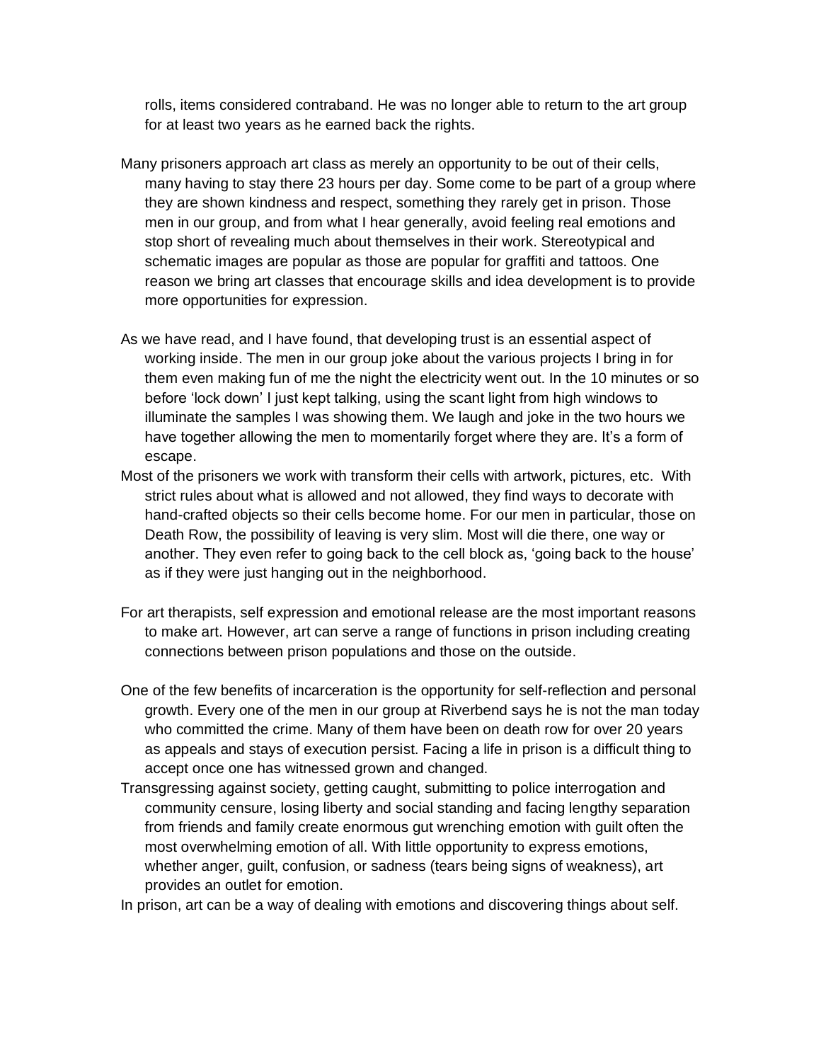rolls, items considered contraband. He was no longer able to return to the art group for at least two years as he earned back the rights.

Many prisoners approach art class as merely an opportunity to be out of their cells, many having to stay there 23 hours per day. Some come to be part of a group where they are shown kindness and respect, something they rarely get in prison. Those men in our group, and from what I hear generally, avoid feeling real emotions and stop short of revealing much about themselves in their work. Stereotypical and schematic images are popular as those are popular for graffiti and tattoos. One reason we bring art classes that encourage skills and idea development is to provide more opportunities for expression.

As we have read, and I have found, that developing trust is an essential aspect of working inside. The men in our group joke about the various projects I bring in for them even making fun of me the night the electricity went out. In the 10 minutes or so before 'lock down' I just kept talking, using the scant light from high windows to illuminate the samples I was showing them. We laugh and joke in the two hours we have together allowing the men to momentarily forget where they are. It's a form of escape.

Most of the prisoners we work with transform their cells with artwork, pictures, etc. With strict rules about what is allowed and not allowed, they find ways to decorate with hand-crafted objects so their cells become home. For our men in particular, those on Death Row, the possibility of leaving is very slim. Most will die there, one way or another. They even refer to going back to the cell block as, 'going back to the house' as if they were just hanging out in the neighborhood.

For art therapists, self expression and emotional release are the most important reasons to make art. However, art can serve a range of functions in prison including creating connections between prison populations and those on the outside.

One of the few benefits of incarceration is the opportunity for self-reflection and personal growth. Every one of the men in our group at Riverbend says he is not the man today who committed the crime. Many of them have been on death row for over 20 years as appeals and stays of execution persist. Facing a life in prison is a difficult thing to accept once one has witnessed grown and changed.

Transgressing against society, getting caught, submitting to police interrogation and community censure, losing liberty and social standing and facing lengthy separation from friends and family create enormous gut wrenching emotion with guilt often the most overwhelming emotion of all. With little opportunity to express emotions, whether anger, guilt, confusion, or sadness (tears being signs of weakness), art provides an outlet for emotion.

In prison, art can be a way of dealing with emotions and discovering things about self.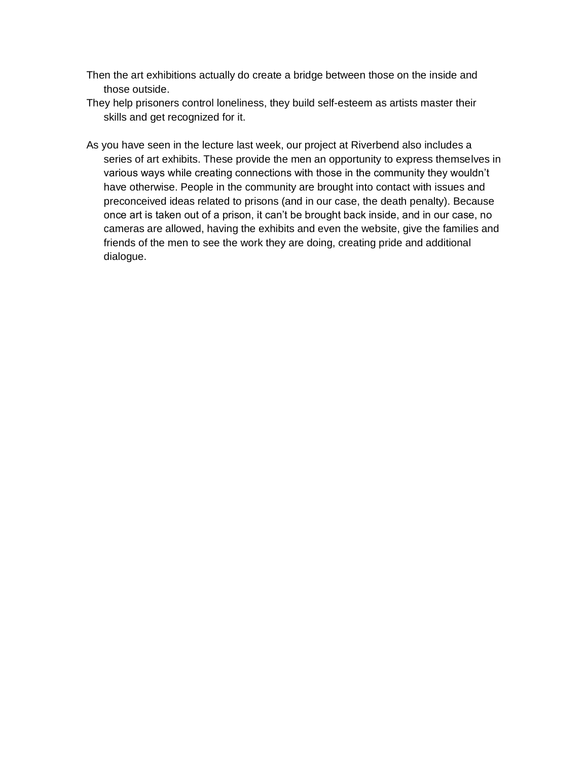Then the art exhibitions actually do create a bridge between those on the inside and those outside.

They help prisoners control loneliness, they build self-esteem as artists master their skills and get recognized for it.

As you have seen in the lecture last week, our project at Riverbend also includes a series of art exhibits. These provide the men an opportunity to express themselves in various ways while creating connections with those in the community they wouldn't have otherwise. People in the community are brought into contact with issues and preconceived ideas related to prisons (and in our case, the death penalty). Because once art is taken out of a prison, it can't be brought back inside, and in our case, no cameras are allowed, having the exhibits and even the website, give the families and friends of the men to see the work they are doing, creating pride and additional dialogue.